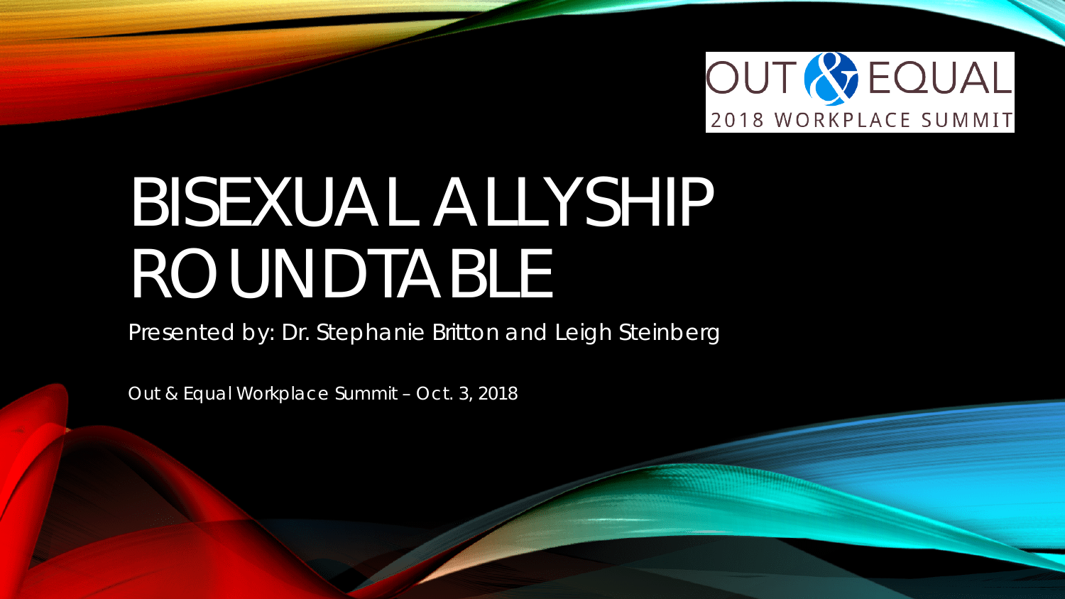OUT & EQUAL
2018 WORKPLACE SUMMIT

# BISEXUAL ALLYSHIP ROUNDTABLE

Presented by: Dr. Stephanie Britton and Leigh Steinberg

Out & Equal Workplace Summit – Oct. 3, 2018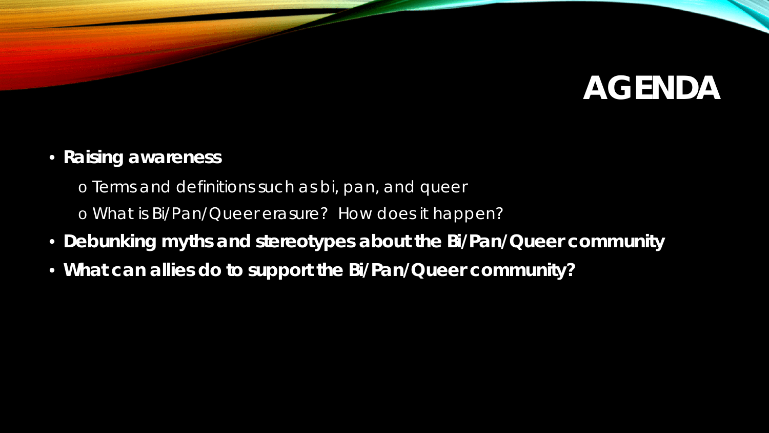# AGENDA

- **Raising awareness**
  - Terms and definitions such as bi, pan, and queer
  - What is Bi/Pan/Queer erasure? How does it happen?
- **Debunking myths and stereotypes about the Bi/Pan/Queer community**
- **What can allies do to support the Bi/Pan/Queer community?**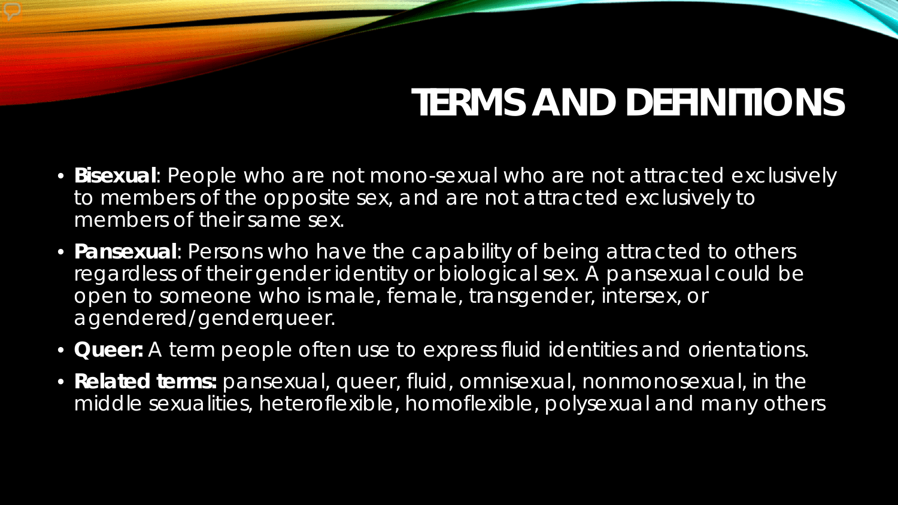# TERMS AND DEFINITIONS

- **Bisexual**: People who are not mono-sexual who are not attracted exclusively to members of the opposite sex, and are not attracted exclusively to members of their same sex.
- **Pansexual**: Persons who have the capability of being attracted to others regardless of their gender identity or biological sex. A pansexual could be open to someone who is male, female, transgender, intersex, or agendered/genderqueer.
- **Queer:** A term people often use to express fluid identities and orientations.
- **Related terms:** pansexual, queer, fluid, omnisexual, nonmonosexual, in the middle sexualities, heteroflexible, homoflexible, polysexual and many others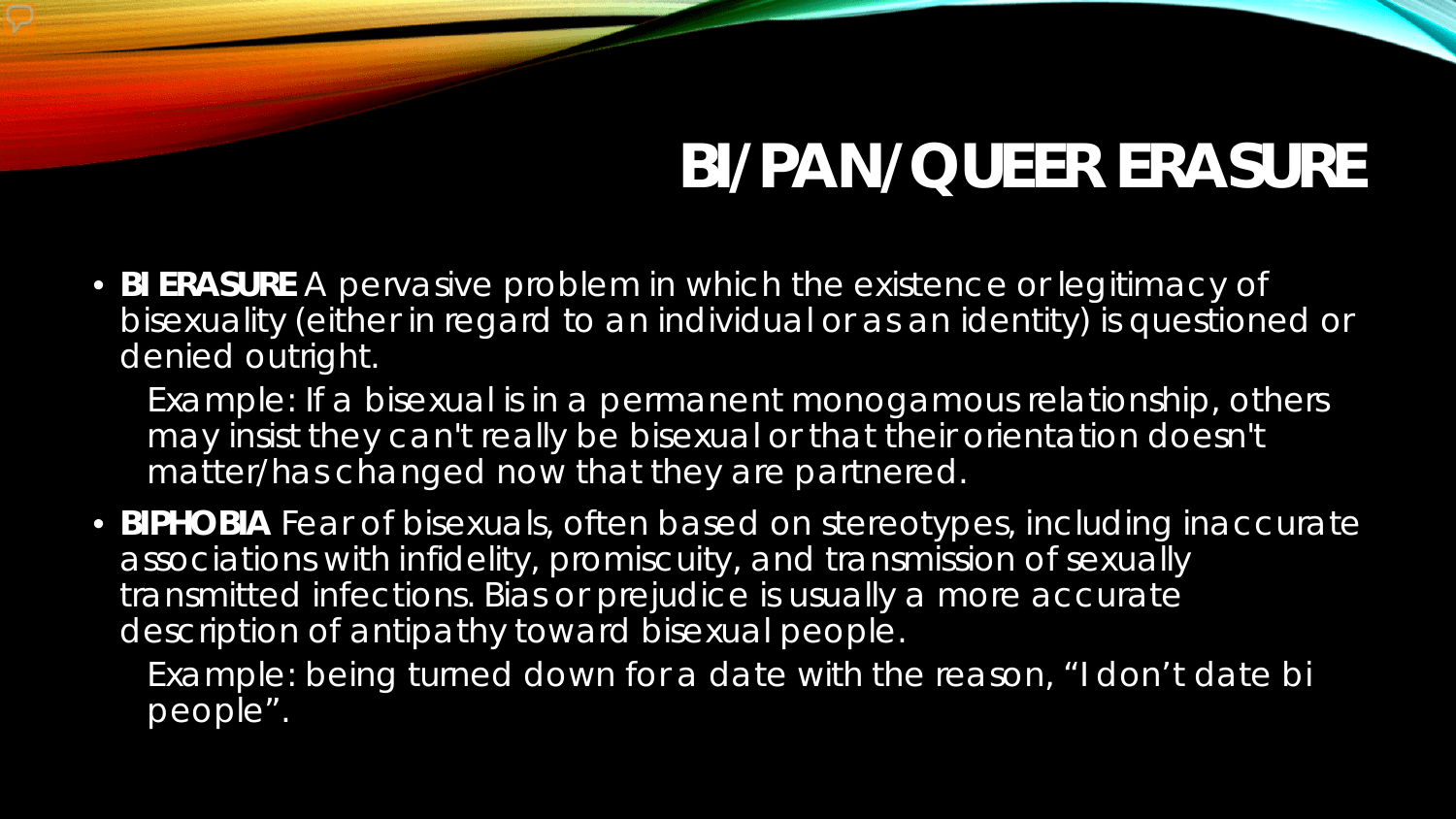# BI/PAN/QUEER ERASURE

- **BI ERASURE** A pervasive problem in which the existence or legitimacy of bisexuality (either in regard to an individual or as an identity) is questioned or denied outright.

  Example: If a bisexual is in a permanent monogamous relationship, others may insist they can't really be bisexual or that their orientation doesn't matter/has changed now that they are partnered.

- **BIPHOBIA** Fear of bisexuals, often based on stereotypes, including inaccurate associations with infidelity, promiscuity, and transmission of sexually transmitted infections. Bias or prejudice is usually a more accurate description of antipathy toward bisexual people.

  Example: being turned down for a date with the reason, "I don't date bi people".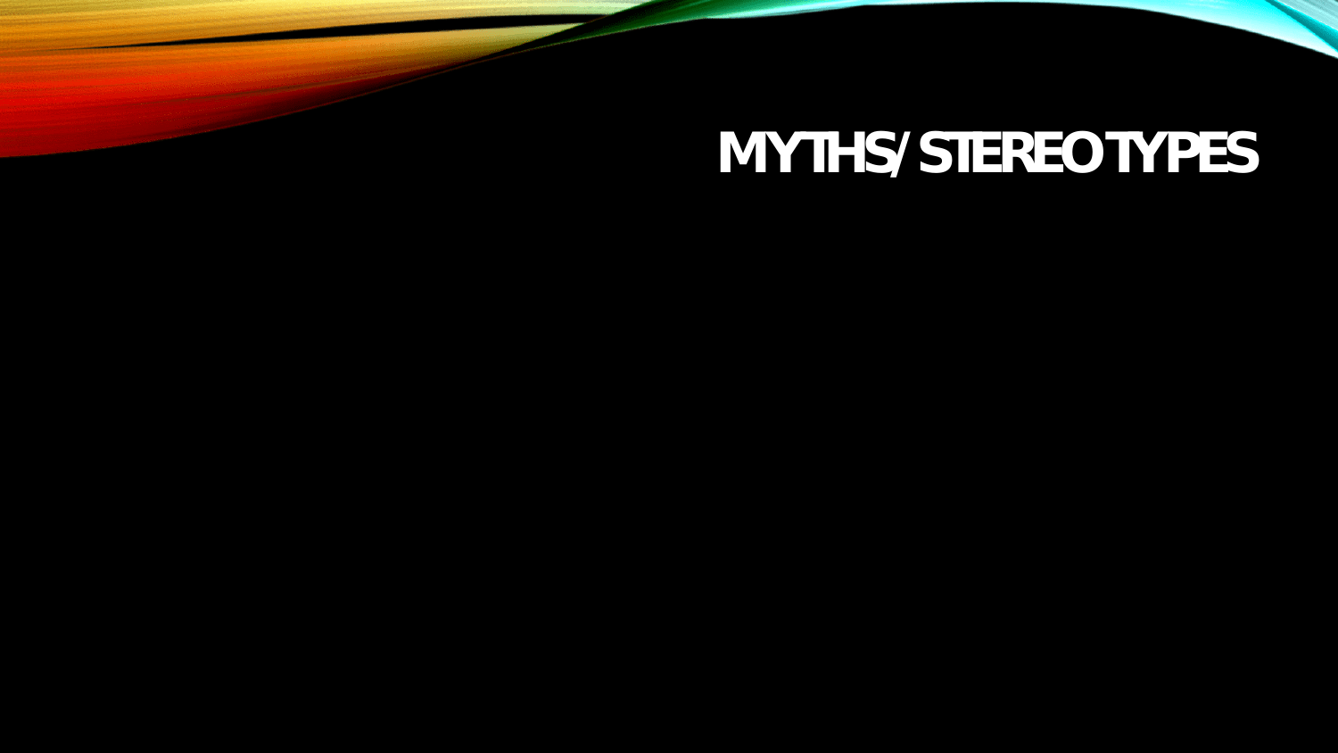# MYTHS/ STEREOTYPES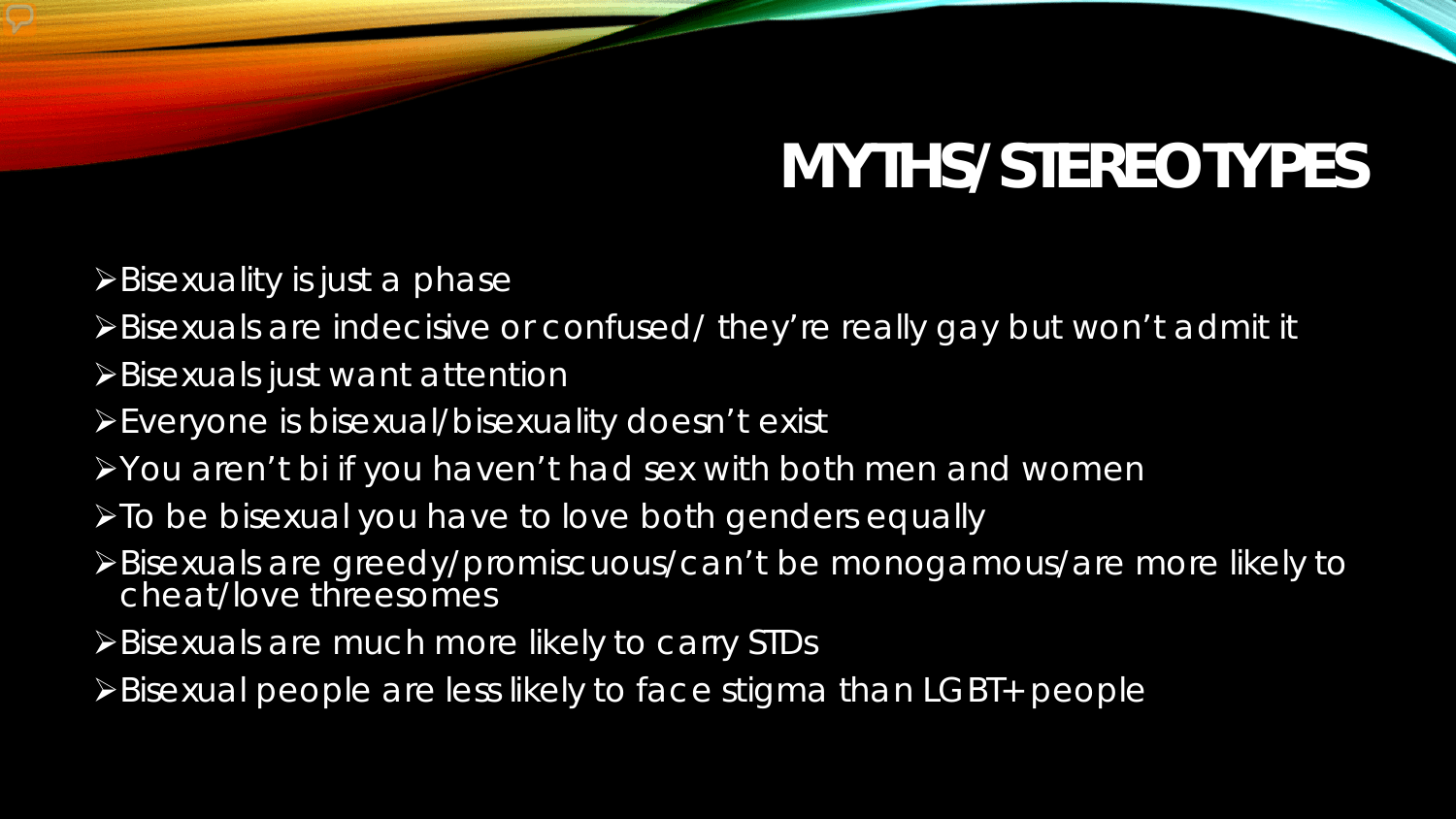# MYTHS/STEREOTYPES

- Bisexuality is just a phase
- Bisexuals are indecisive or confused/ they're really gay but won't admit it
- Bisexuals just want attention
- Everyone is bisexual/bisexuality doesn't exist
- You aren't bi if you haven't had sex with both men and women
- To be bisexual you have to love both genders equally
- Bisexuals are greedy/promiscuous/can't be monogamous/are more likely to cheat/love threesomes
- Bisexuals are much more likely to carry STDs
- Bisexual people are less likely to face stigma than LGBT+ people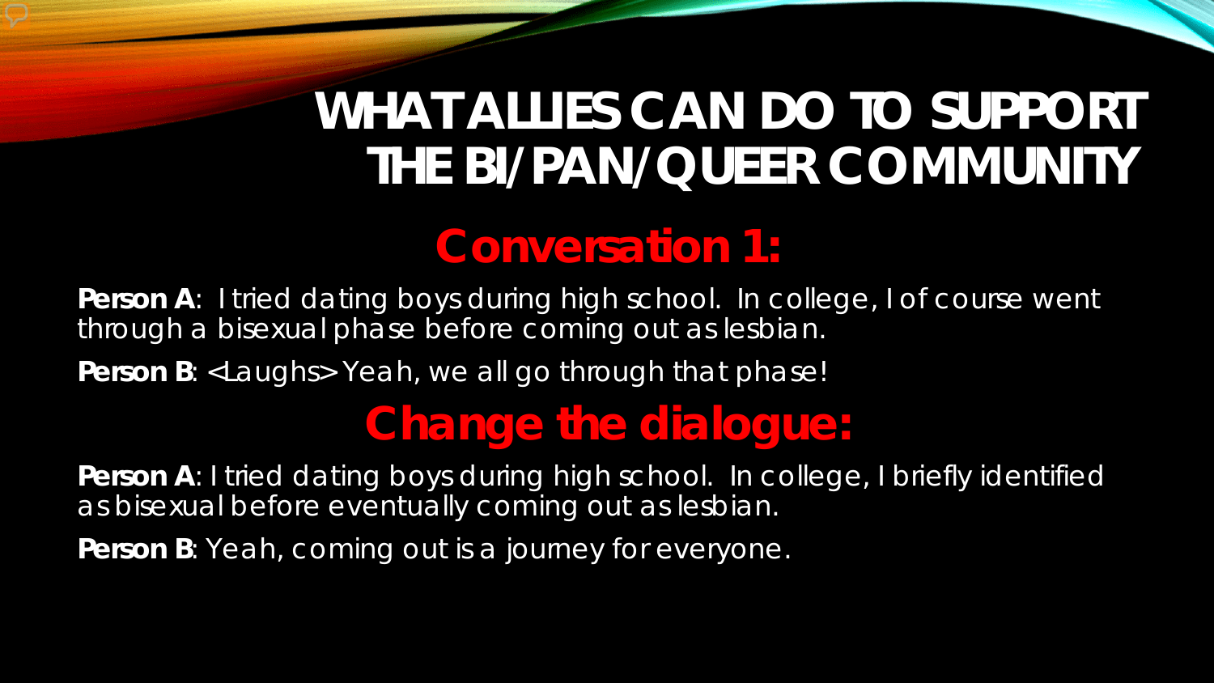# WHAT ALLIES CAN DO TO SUPPORT THE BI/PAN/QUEER COMMUNITY

## Conversation 1:

**Person A**: I tried dating boys during high school. In college, I of course went through a bisexual phase before coming out as lesbian.

**Person B**: <Laughs> Yeah, we all go through that phase!

## Change the dialogue:

**Person A**: I tried dating boys during high school. In college, I briefly identified as bisexual before eventually coming out as lesbian.

**Person B**: Yeah, coming out is a journey for everyone.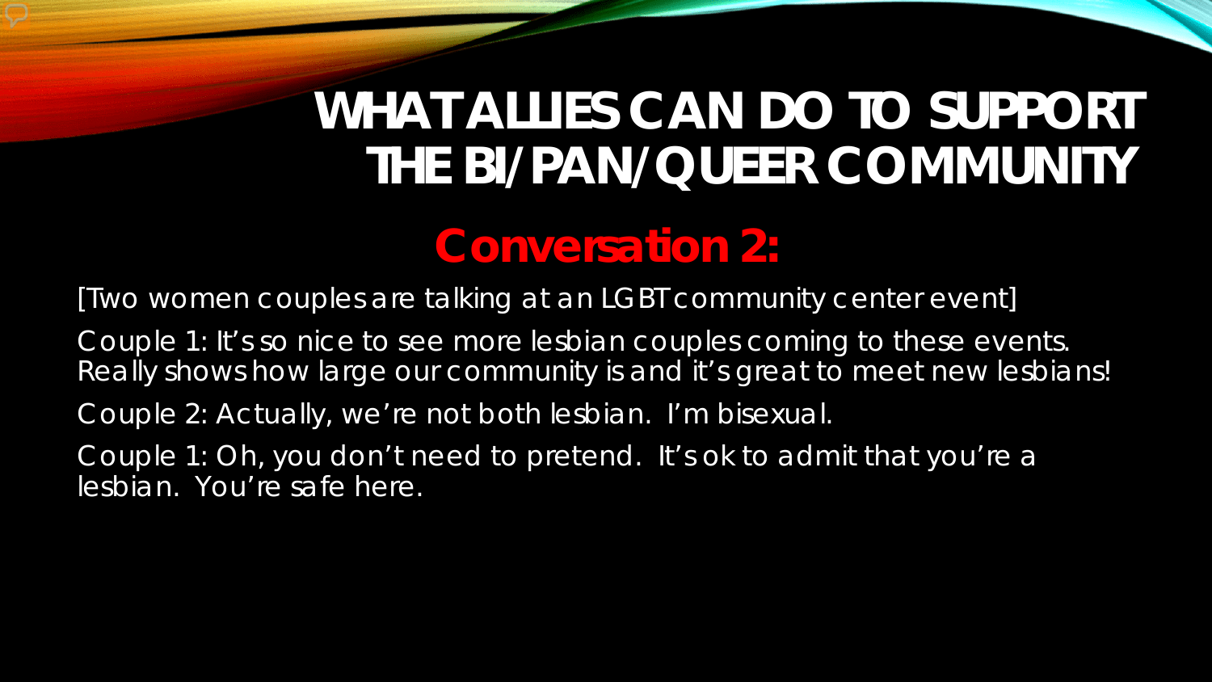# WHAT ALLIES CAN DO TO SUPPORT THE BI/PAN/QUEER COMMUNITY

## Conversation 2:

[Two women couples are talking at an LGBT community center event]

Couple 1: It's so nice to see more lesbian couples coming to these events. Really shows how large our community is and it's great to meet new lesbians!

Couple 2: Actually, we're not both lesbian. I'm bisexual.

Couple 1: Oh, you don't need to pretend. It's ok to admit that you're a lesbian. You're safe here.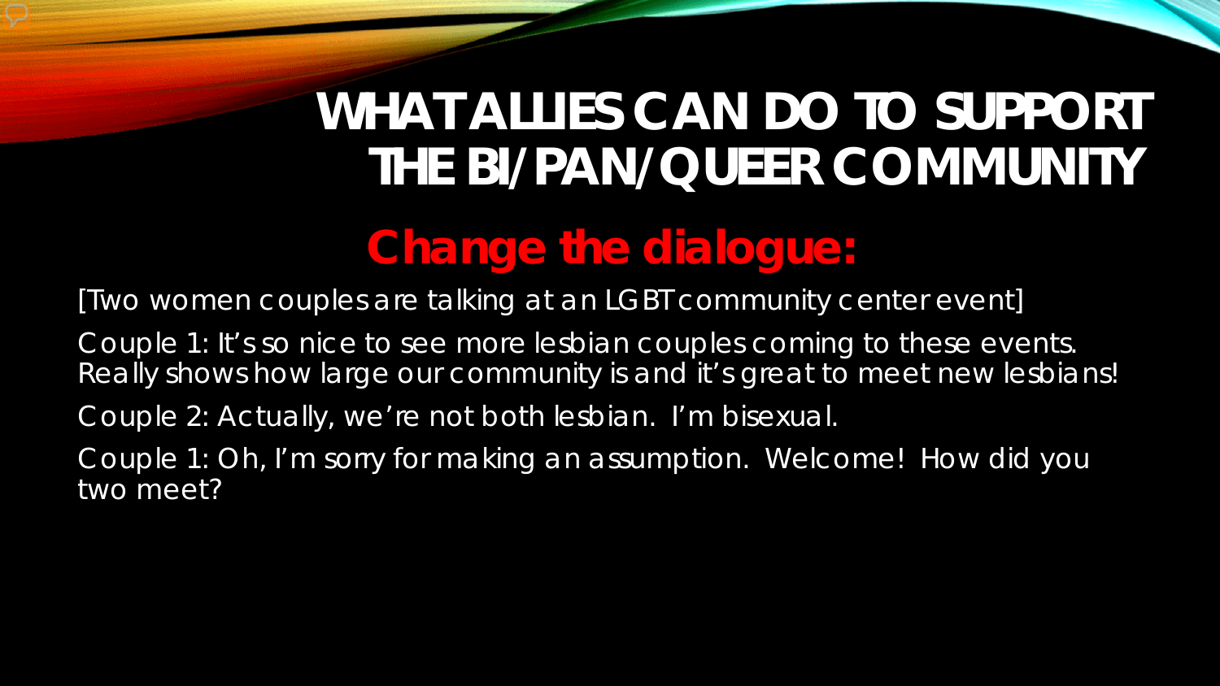# WHAT ALLIES CAN DO TO SUPPORT THE BI/PAN/QUEER COMMUNITY

## Change the dialogue:

[Two women couples are talking at an LGBT community center event]

Couple 1: It's so nice to see more lesbian couples coming to these events. Really shows how large our community is and it's great to meet new lesbians!

Couple 2: Actually, we're not both lesbian. I'm bisexual.

Couple 1: Oh, I'm sorry for making an assumption. Welcome! How did you two meet?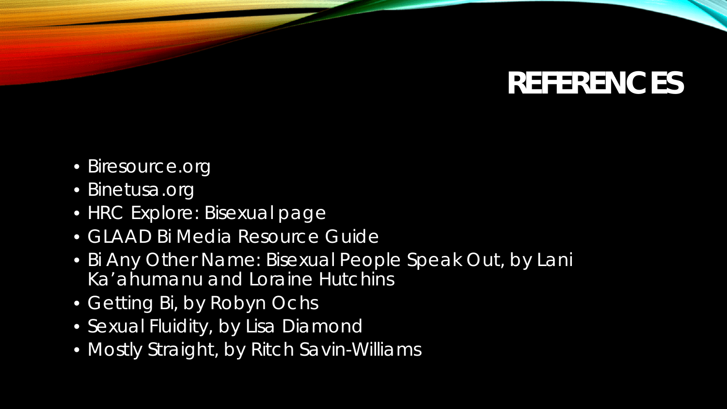# REFERENCES

- Biresource.org
- Binetusa.org
- HRC Explore: Bisexual page
- GLAAD Bi Media Resource Guide
- Bi Any Other Name: Bisexual People Speak Out, by Lani Ka'ahumanu and Loraine Hutchins
- Getting Bi, by Robyn Ochs
- Sexual Fluidity, by Lisa Diamond
- Mostly Straight, by Ritch Savin-Williams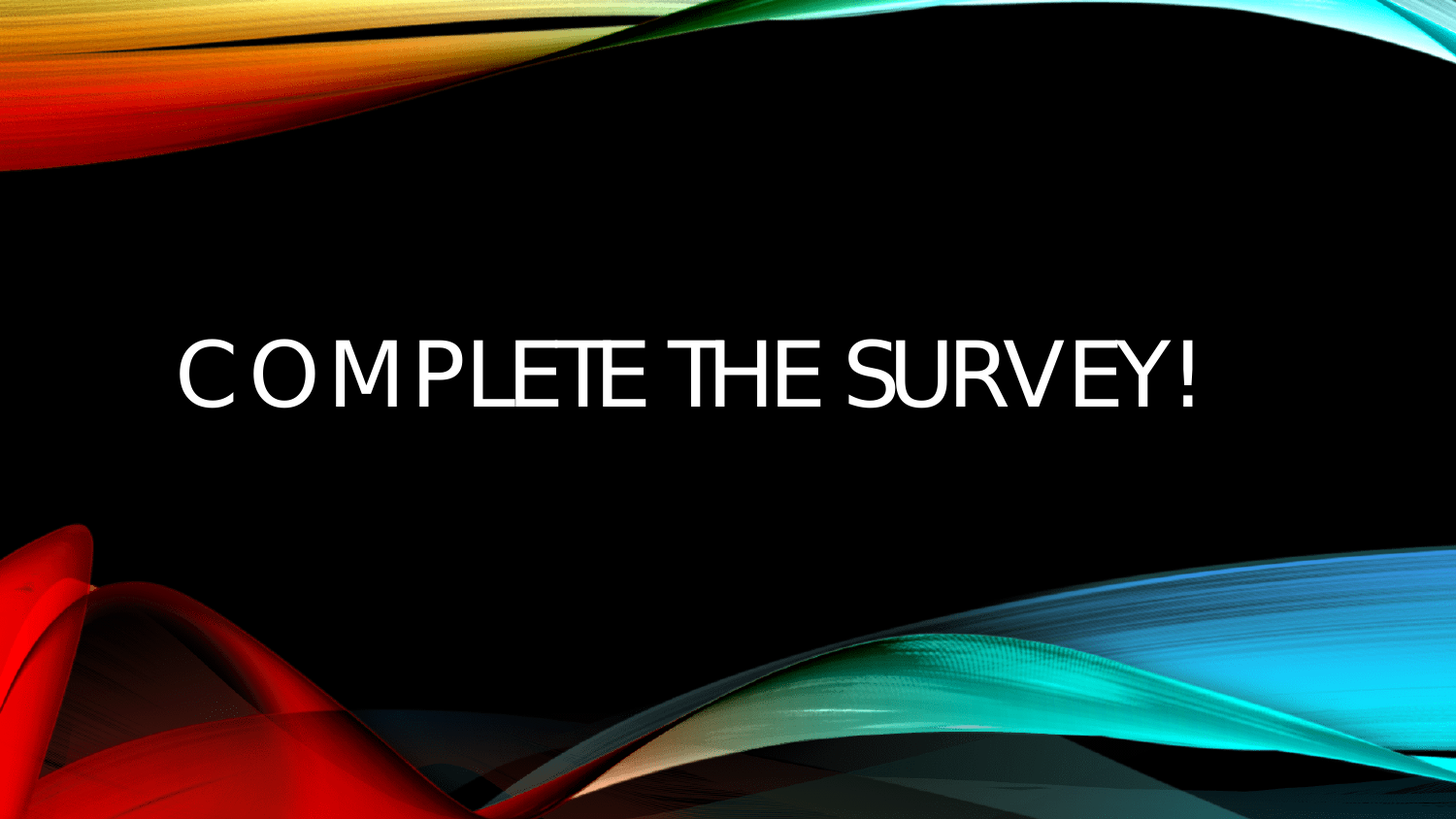# COMPLETE THE SURVEY!